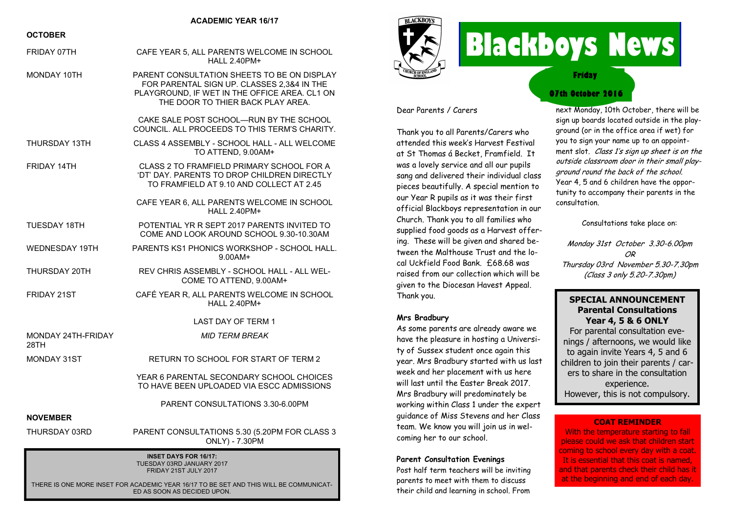**ACADEMIC YEAR 16/17**

**OCTOBER**

| | |
|---|---|
| FRIDAY 07TH | CAFE YEAR 5, ALL PARENTS WELCOME IN SCHOOL HALL 2.40PM+ |
| MONDAY 10TH | PARENT CONSULTATION SHEETS TO BE ON DISPLAY FOR PARENTAL SIGN UP. CLASSES 2,3&4 IN THE PLAYGROUND, IF WET IN THE OFFICE AREA. CL1 ON THE DOOR TO THIER BACK PLAY AREA. |
| | CAKE SALE POST SCHOOL—RUN BY THE SCHOOL COUNCIL. ALL PROCEEDS TO THIS TERM'S CHARITY. |
| THURSDAY 13TH | CLASS 4 ASSEMBLY - SCHOOL HALL - ALL WELCOME TO ATTEND, 9.00AM+ |
| FRIDAY 14TH | CLASS 2 TO FRAMFIELD PRIMARY SCHOOL FOR A 'DT' DAY. PARENTS TO DROP CHILDREN DIRECTLY TO FRAMFIELD AT 9.10 AND COLLECT AT 2.45 |
| | CAFE YEAR 6, ALL PARENTS WELCOME IN SCHOOL HALL 2.40PM+ |
| TUESDAY 18TH | POTENTIAL YR R SEPT 2017 PARENTS INVITED TO COME AND LOOK AROUND SCHOOL 9.30-10.30AM |
| WEDNESDAY 19TH | PARENTS KS1 PHONICS WORKSHOP - SCHOOL HALL. 9.00AM+ |
| THURSDAY 20TH | REV CHRIS ASSEMBLY - SCHOOL HALL - ALL WELCOME TO ATTEND, 9.00AM+ |
| FRIDAY 21ST | CAFÉ YEAR R, ALL PARENTS WELCOME IN SCHOOL HALL 2.40PM+ |
| | LAST DAY OF TERM 1 |
| MONDAY 24TH-FRIDAY 28TH | *MID TERM BREAK* |
| MONDAY 31ST | RETURN TO SCHOOL FOR START OF TERM 2 |
| | YEAR 6 PARENTAL SECONDARY SCHOOL CHOICES TO HAVE BEEN UPLOADED VIA ESCC ADMISSIONS |
| | PARENT CONSULTATIONS 3.30-6.00PM |

**NOVEMBER**

| | |
|---|---|
| THURSDAY 03RD | PARENT CONSULTATIONS 5.30 (5.20PM FOR CLASS 3 ONLY) - 7.30PM |

**INSET DAYS FOR 16/17:**
TUESDAY 03RD JANUARY 2017
FRIDAY 21ST JULY 2017

THERE IS ONE MORE INSET FOR ACADEMIC YEAR 16/17 TO BE SET AND THIS WILL BE COMMUNICATED AS SOON AS DECIDED UPON.

# Blackboys News

**Friday**

**07th October 2016**

Dear Parents / Carers

Thank you to all Parents/Carers who attended this week's Harvest Festival at St Thomas á Becket, Framfield. It was a lovely service and all our pupils sang and delivered their individual class pieces beautifully. A special mention to our Year R pupils as it was their first official Blackboys representation in our Church. Thank you to all families who supplied food goods as a Harvest offering. These will be given and shared between the Malthouse Trust and the local Uckfield Food Bank. £68.68 was raised from our collection which will be given to the Diocesan Havest Appeal. Thank you.

**Mrs Bradbury**

As some parents are already aware we have the pleasure in hosting a University of Sussex student once again this year. Mrs Bradbury started with us last week and her placement with us here will last until the Easter Break 2017. Mrs Bradbury will predominately be working within Class 1 under the expert guidance of Miss Stevens and her Class team. We know you will join us in welcoming her to our school.

**Parent Consultation Evenings**

Post half term teachers will be inviting parents to meet with them to discuss their child and learning in school. From next Monday, 10th October, there will be sign up boards located outside in the playground (or in the office area if wet) for you to sign your name up to an appointment slot. *Class 1's sign up sheet is on the outside classroom door in their small playground round the back of the school.* Year 4, 5 and 6 children have the opportunity to accompany their parents in the consultation.

Consultations take place on:

*Monday 31st October 3.30-6.00pm*
*OR*
*Thursday 03rd November 5.30-7.30pm*
*(Class 3 only 5.20-7.30pm)*

**SPECIAL ANNOUNCEMENT**
**Parental Consultations**
**Year 4, 5 & 6 ONLY**

For parental consultation evenings / afternoons, we would like to again invite Years 4, 5 and 6 children to join their parents / carers to share in the consultation experience.
However, this is not compulsory.

**COAT REMINDER**

With the temperature starting to fall please could we ask that children start coming to school every day with a coat. It is essential that this coat is named, and that parents check their child has it at the beginning and end of each day.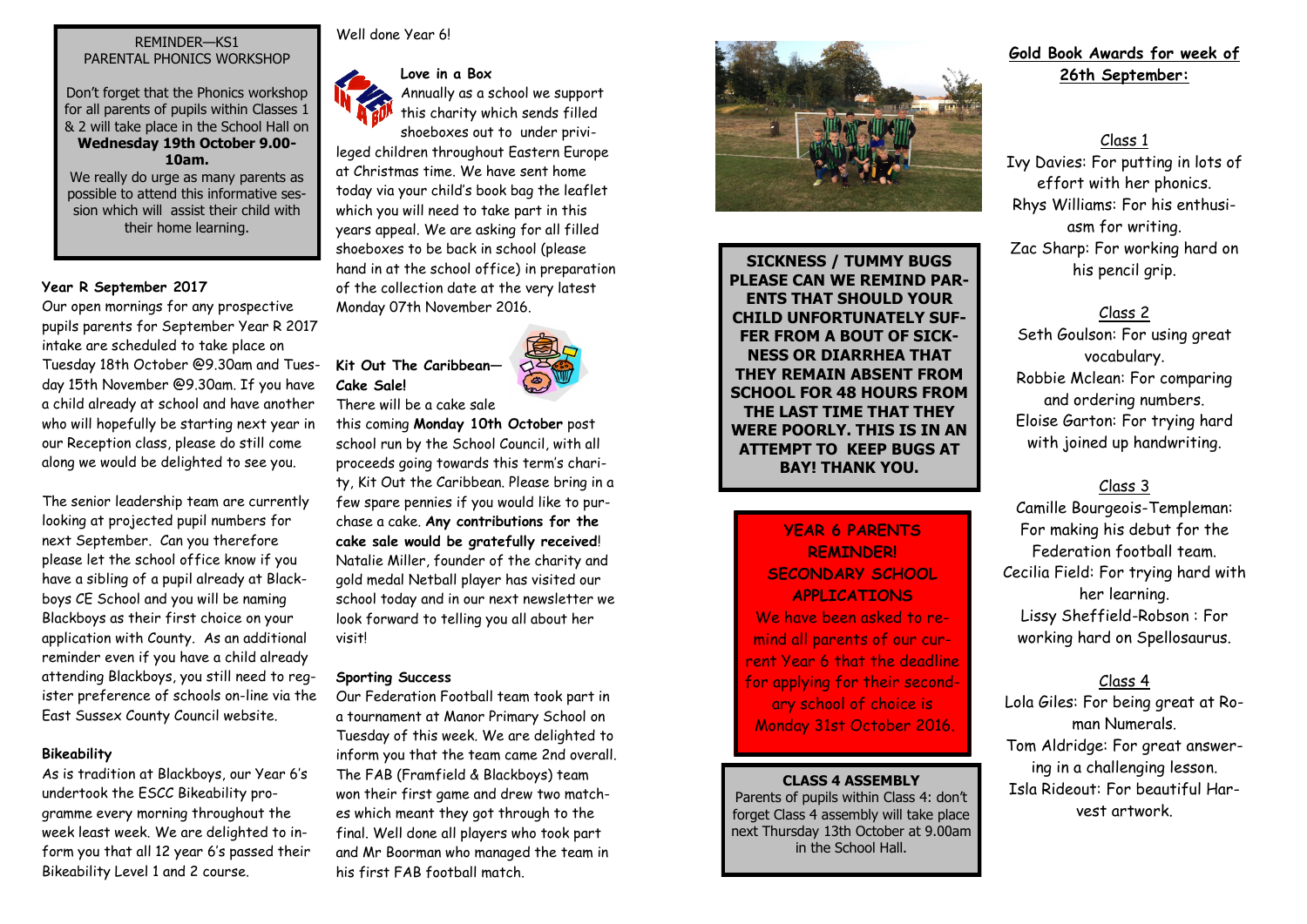REMINDER—KS1
PARENTAL PHONICS WORKSHOP

Don't forget that the Phonics workshop for all parents of pupils within Classes 1 & 2 will take place in the School Hall on **Wednesday 19th October 9.00-10am.**
We really do urge as many parents as possible to attend this informative session which will assist their child with their home learning.

**Year R September 2017**

Our open mornings for any prospective pupils parents for September Year R 2017 intake are scheduled to take place on Tuesday 18th October @9.30am and Tuesday 15th November @9.30am. If you have a child already at school and have another who will hopefully be starting next year in our Reception class, please do still come along we would be delighted to see you.

The senior leadership team are currently looking at projected pupil numbers for next September. Can you therefore please let the school office know if you have a sibling of a pupil already at Blackboys CE School and you will be naming Blackboys as their first choice on your application with County. As an additional reminder even if you have a child already attending Blackboys, you still need to register preference of schools on-line via the East Sussex County Council website.

**Bikeability**

As is tradition at Blackboys, our Year 6's undertook the ESCC Bikeability programme every morning throughout the week least week. We are delighted to inform you that all 12 year 6's passed their Bikeability Level 1 and 2 course.

Well done Year 6!

**Love in a Box**

Annually as a school we support this charity which sends filled shoeboxes out to under privileged children throughout Eastern Europe at Christmas time. We have sent home today via your child's book bag the leaflet which you will need to take part in this years appeal. We are asking for all filled shoeboxes to be back in school (please hand in at the school office) in preparation of the collection date at the very latest Monday 07th November 2016.

**Kit Out The Caribbean—Cake Sale!**

There will be a cake sale this coming **Monday 10th October** post school run by the School Council, with all proceeds going towards this term's charity, Kit Out the Caribbean. Please bring in a few spare pennies if you would like to purchase a cake. **Any contributions for the cake sale would be gratefully received**! Natalie Miller, founder of the charity and gold medal Netball player has visited our school today and in our next newsletter we look forward to telling you all about her visit!

**Sporting Success**

Our Federation Football team took part in a tournament at Manor Primary School on Tuesday of this week. We are delighted to inform you that the team came 2nd overall. The FAB (Framfield & Blackboys) team won their first game and drew two matches which meant they got through to the final. Well done all players who took part and Mr Boorman who managed the team in his first FAB football match.

**SICKNESS / TUMMY BUGS**
**PLEASE CAN WE REMIND PARENTS THAT SHOULD YOUR CHILD UNFORTUNATELY SUFFER FROM A BOUT OF SICKNESS OR DIARRHEA THAT THEY REMAIN ABSENT FROM SCHOOL FOR 48 HOURS FROM THE LAST TIME THAT THEY WERE POORLY. THIS IS IN AN ATTEMPT TO KEEP BUGS AT BAY! THANK YOU.**

**YEAR 6 PARENTS REMINDER!**
**SECONDARY SCHOOL APPLICATIONS**

We have been asked to remind all parents of our current Year 6 that the deadline for applying for their secondary school of choice is Monday 31st October 2016.

**CLASS 4 ASSEMBLY**

Parents of pupils within Class 4: don't forget Class 4 assembly will take place next Thursday 13th October at 9.00am in the School Hall.

## Gold Book Awards for week of 26th September:

### Class 1

Ivy Davies: For putting in lots of effort with her phonics.
Rhys Williams: For his enthusiasm for writing.
Zac Sharp: For working hard on his pencil grip.

### Class 2

Seth Goulson: For using great vocabulary.
Robbie Mclean: For comparing and ordering numbers.
Eloise Garton: For trying hard with joined up handwriting.

### Class 3

Camille Bourgeois-Templeman: For making his debut for the Federation football team.
Cecilia Field: For trying hard with her learning.
Lissy Sheffield-Robson : For working hard on Spellosaurus.

### Class 4

Lola Giles: For being great at Roman Numerals.
Tom Aldridge: For great answering in a challenging lesson.
Isla Rideout: For beautiful Harvest artwork.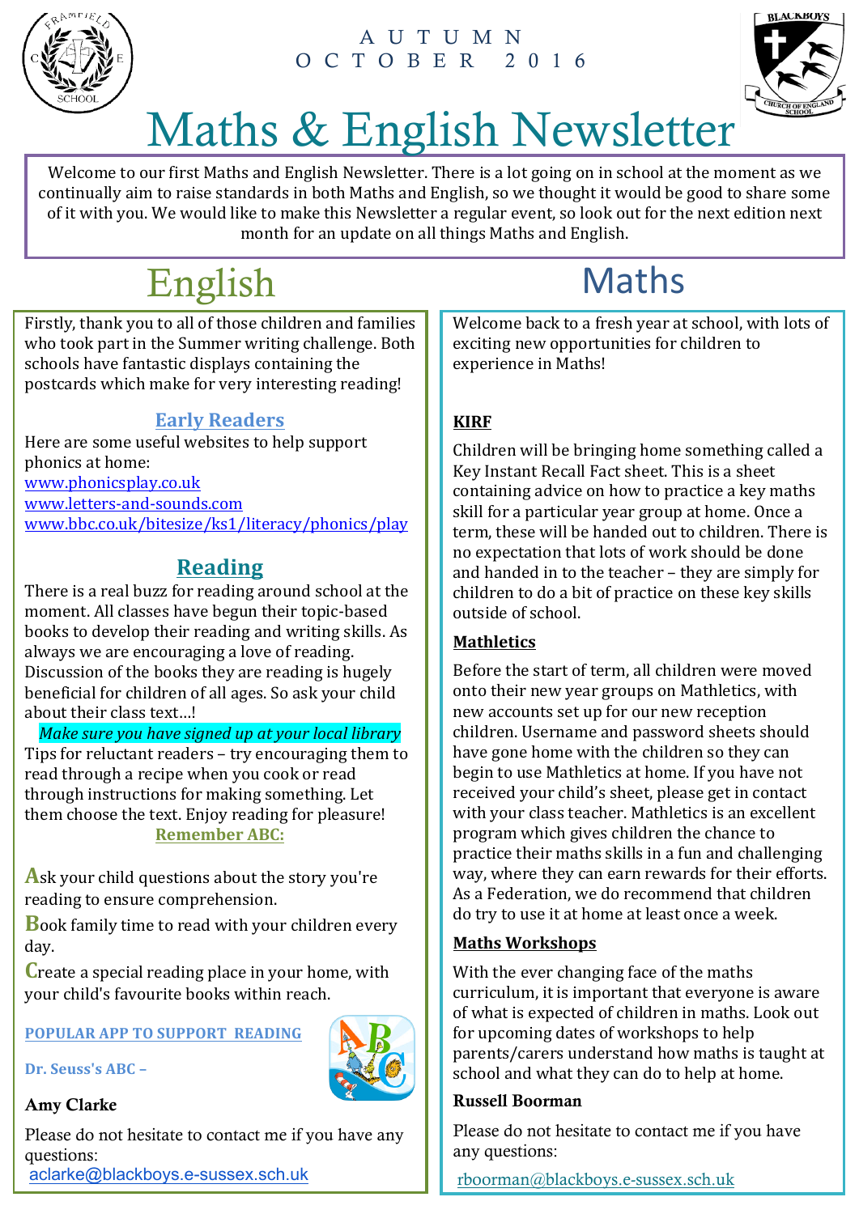AUTUMN
OCTOBER 2016

# Maths & English Newsletter

Welcome to our first Maths and English Newsletter. There is a lot going on in school at the moment as we continually aim to raise standards in both Maths and English, so we thought it would be good to share some of it with you. We would like to make this Newsletter a regular event, so look out for the next edition next month for an update on all things Maths and English.

## English

Firstly, thank you to all of those children and families who took part in the Summer writing challenge. Both schools have fantastic displays containing the postcards which make for very interesting reading!

### Early Readers

Here are some useful websites to help support phonics at home:
www.phonicsplay.co.uk
www.letters-and-sounds.com
www.bbc.co.uk/bitesize/ks1/literacy/phonics/play

### Reading

There is a real buzz for reading around school at the moment. All classes have begun their topic-based books to develop their reading and writing skills. As always we are encouraging a love of reading. Discussion of the books they are reading is hugely beneficial for children of all ages. So ask your child about their class text…!

*Make sure you have signed up at your local library*

Tips for reluctant readers – try encouraging them to read through a recipe when you cook or read through instructions for making something. Let them choose the text. Enjoy reading for pleasure!

**Remember ABC:**

**A**sk your child questions about the story you're reading to ensure comprehension.

**B**ook family time to read with your children every day.

**C**reate a special reading place in your home, with your child's favourite books within reach.

**POPULAR APP TO SUPPORT READING**

**Dr. Seuss's ABC –**

**Amy Clarke**

Please do not hesitate to contact me if you have any questions:
aclarke@blackboys.e-sussex.sch.uk

## Maths

Welcome back to a fresh year at school, with lots of exciting new opportunities for children to experience in Maths!

### KIRF

Children will be bringing home something called a Key Instant Recall Fact sheet. This is a sheet containing advice on how to practice a key maths skill for a particular year group at home. Once a term, these will be handed out to children. There is no expectation that lots of work should be done and handed in to the teacher – they are simply for children to do a bit of practice on these key skills outside of school.

### Mathletics

Before the start of term, all children were moved onto their new year groups on Mathletics, with new accounts set up for our new reception children. Username and password sheets should have gone home with the children so they can begin to use Mathletics at home. If you have not received your child's sheet, please get in contact with your class teacher. Mathletics is an excellent program which gives children the chance to practice their maths skills in a fun and challenging way, where they can earn rewards for their efforts. As a Federation, we do recommend that children do try to use it at home at least once a week.

### Maths Workshops

With the ever changing face of the maths curriculum, it is important that everyone is aware of what is expected of children in maths. Look out for upcoming dates of workshops to help parents/carers understand how maths is taught at school and what they can do to help at home.

**Russell Boorman**

Please do not hesitate to contact me if you have any questions:
rboorman@blackboys.e-sussex.sch.uk